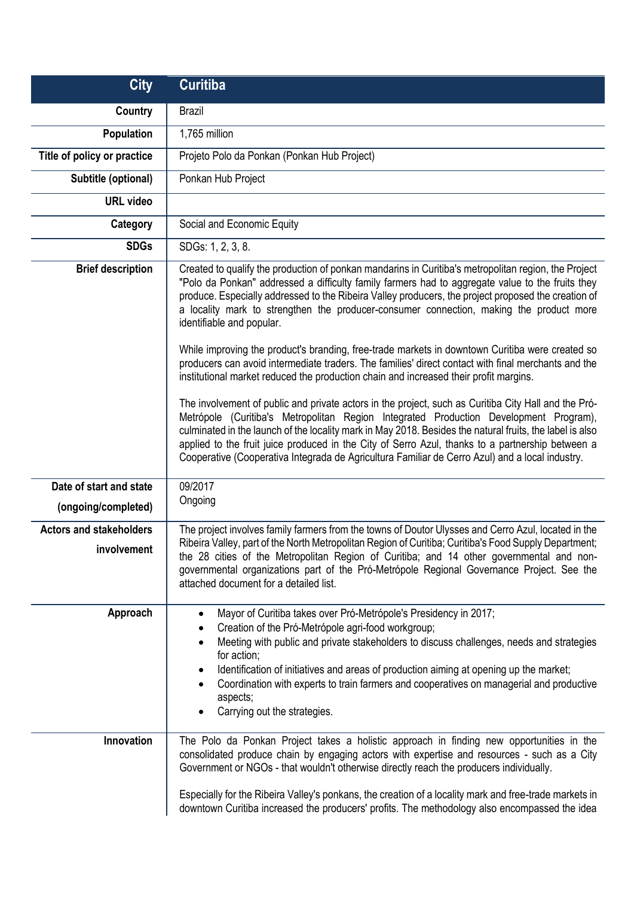| City | Curitiba |
|---|---|
| Country | Brazil |
| Population | 1,765 million |
| Title of policy or practice | Projeto Polo da Ponkan (Ponkan Hub Project) |
| Subtitle (optional) | Ponkan Hub Project |
| URL video | |
| Category | Social and Economic Equity |
| SDGs | SDGs: 1, 2, 3, 8. |
| Brief description | Created to qualify the production of ponkan mandarins in Curitiba's metropolitan region, the Project "Polo da Ponkan" addressed a difficulty family farmers had to aggregate value to the fruits they produce. Especially addressed to the Ribeira Valley producers, the project proposed the creation of a locality mark to strengthen the producer-consumer connection, making the product more identifiable and popular.<br><br>While improving the product's branding, free-trade markets in downtown Curitiba were created so producers can avoid intermediate traders. The families' direct contact with final merchants and the institutional market reduced the production chain and increased their profit margins.<br><br>The involvement of public and private actors in the project, such as Curitiba City Hall and the Pró-Metrópole (Curitiba's Metropolitan Region Integrated Production Development Program), culminated in the launch of the locality mark in May 2018. Besides the natural fruits, the label is also applied to the fruit juice produced in the City of Serro Azul, thanks to a partnership between a Cooperative (Cooperativa Integrada de Agricultura Familiar de Cerro Azul) and a local industry. |
| Date of start and state (ongoing/completed) | 09/2017<br>Ongoing |
| Actors and stakeholders involvement | The project involves family farmers from the towns of Doutor Ulysses and Cerro Azul, located in the Ribeira Valley, part of the North Metropolitan Region of Curitiba; Curitiba's Food Supply Department; the 28 cities of the Metropolitan Region of Curitiba; and 14 other governmental and non-governmental organizations part of the Pró-Metrópole Regional Governance Project. See the attached document for a detailed list. |
| Approach | • Mayor of Curitiba takes over Pró-Metrópole's Presidency in 2017;<br>• Creation of the Pró-Metrópole agri-food workgroup;<br>• Meeting with public and private stakeholders to discuss challenges, needs and strategies for action;<br>• Identification of initiatives and areas of production aiming at opening up the market;<br>• Coordination with experts to train farmers and cooperatives on managerial and productive aspects;<br>• Carrying out the strategies. |
| Innovation | The Polo da Ponkan Project takes a holistic approach in finding new opportunities in the consolidated produce chain by engaging actors with expertise and resources - such as a City Government or NGOs - that wouldn't otherwise directly reach the producers individually.<br><br>Especially for the Ribeira Valley's ponkans, the creation of a locality mark and free-trade markets in downtown Curitiba increased the producers' profits. The methodology also encompassed the idea |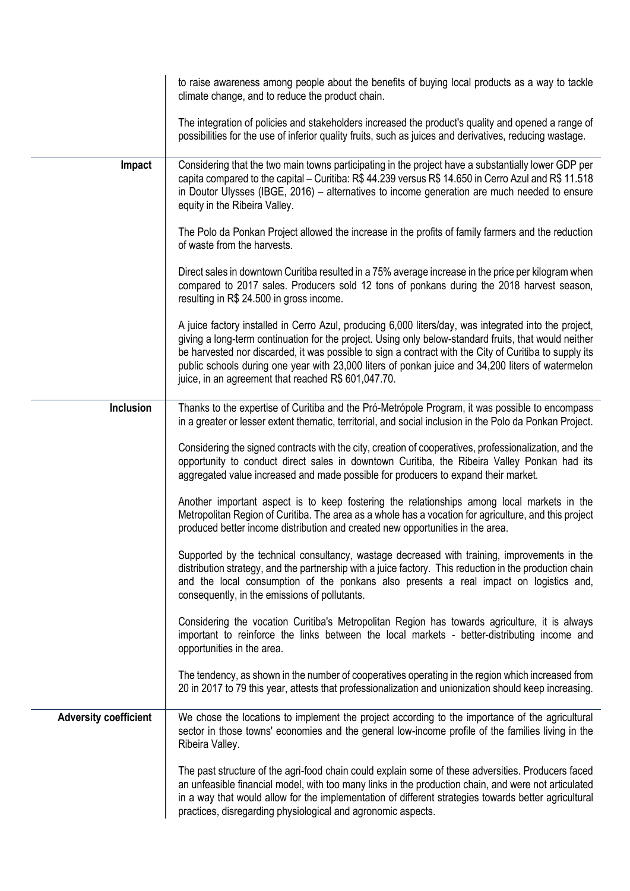| | |
|---|---|
| | to raise awareness among people about the benefits of buying local products as a way to tackle climate change, and to reduce the product chain.<br><br>The integration of policies and stakeholders increased the product's quality and opened a range of possibilities for the use of inferior quality fruits, such as juices and derivatives, reducing wastage. |
| **Impact** | Considering that the two main towns participating in the project have a substantially lower GDP per capita compared to the capital – Curitiba: R$ 44.239 versus R$ 14.650 in Cerro Azul and R$ 11.518 in Doutor Ulysses (IBGE, 2016) – alternatives to income generation are much needed to ensure equity in the Ribeira Valley.<br><br>The Polo da Ponkan Project allowed the increase in the profits of family farmers and the reduction of waste from the harvests.<br><br>Direct sales in downtown Curitiba resulted in a 75% average increase in the price per kilogram when compared to 2017 sales. Producers sold 12 tons of ponkans during the 2018 harvest season, resulting in R$ 24.500 in gross income.<br><br>A juice factory installed in Cerro Azul, producing 6,000 liters/day, was integrated into the project, giving a long-term continuation for the project. Using only below-standard fruits, that would neither be harvested nor discarded, it was possible to sign a contract with the City of Curitiba to supply its public schools during one year with 23,000 liters of ponkan juice and 34,200 liters of watermelon juice, in an agreement that reached R$ 601,047.70. |
| **Inclusion** | Thanks to the expertise of Curitiba and the Pró-Metrópole Program, it was possible to encompass in a greater or lesser extent thematic, territorial, and social inclusion in the Polo da Ponkan Project.<br><br>Considering the signed contracts with the city, creation of cooperatives, professionalization, and the opportunity to conduct direct sales in downtown Curitiba, the Ribeira Valley Ponkan had its aggregated value increased and made possible for producers to expand their market.<br><br>Another important aspect is to keep fostering the relationships among local markets in the Metropolitan Region of Curitiba. The area as a whole has a vocation for agriculture, and this project produced better income distribution and created new opportunities in the area.<br><br>Supported by the technical consultancy, wastage decreased with training, improvements in the distribution strategy, and the partnership with a juice factory. This reduction in the production chain and the local consumption of the ponkans also presents a real impact on logistics and, consequently, in the emissions of pollutants.<br><br>Considering the vocation Curitiba's Metropolitan Region has towards agriculture, it is always important to reinforce the links between the local markets - better-distributing income and opportunities in the area.<br><br>The tendency, as shown in the number of cooperatives operating in the region which increased from 20 in 2017 to 79 this year, attests that professionalization and unionization should keep increasing. |
| **Adversity coefficient** | We chose the locations to implement the project according to the importance of the agricultural sector in those towns' economies and the general low-income profile of the families living in the Ribeira Valley.<br><br>The past structure of the agri-food chain could explain some of these adversities. Producers faced an unfeasible financial model, with too many links in the production chain, and were not articulated in a way that would allow for the implementation of different strategies towards better agricultural practices, disregarding physiological and agronomic aspects. |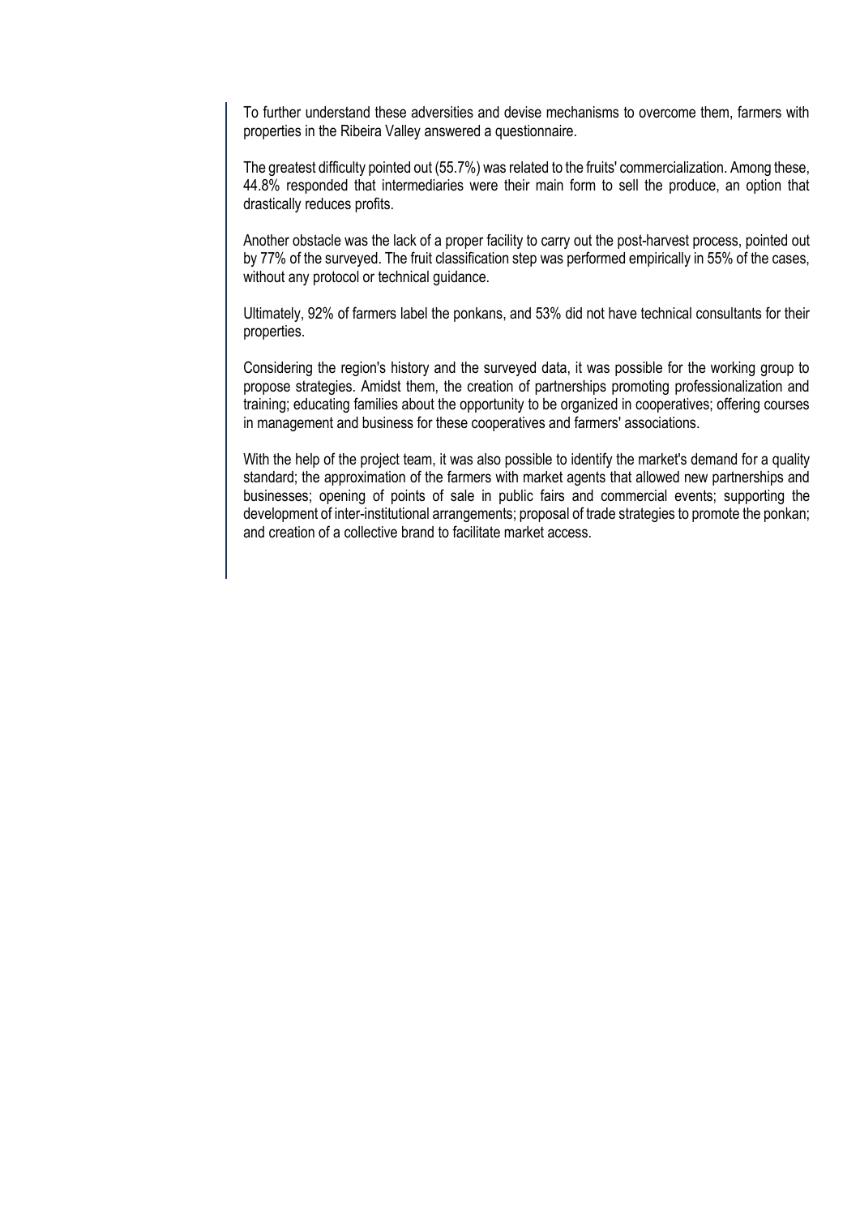To further understand these adversities and devise mechanisms to overcome them, farmers with properties in the Ribeira Valley answered a questionnaire.

The greatest difficulty pointed out (55.7%) was related to the fruits' commercialization. Among these, 44.8% responded that intermediaries were their main form to sell the produce, an option that drastically reduces profits.

Another obstacle was the lack of a proper facility to carry out the post-harvest process, pointed out by 77% of the surveyed. The fruit classification step was performed empirically in 55% of the cases, without any protocol or technical guidance.

Ultimately, 92% of farmers label the ponkans, and 53% did not have technical consultants for their properties.

Considering the region's history and the surveyed data, it was possible for the working group to propose strategies. Amidst them, the creation of partnerships promoting professionalization and training; educating families about the opportunity to be organized in cooperatives; offering courses in management and business for these cooperatives and farmers' associations.

With the help of the project team, it was also possible to identify the market's demand for a quality standard; the approximation of the farmers with market agents that allowed new partnerships and businesses; opening of points of sale in public fairs and commercial events; supporting the development of inter-institutional arrangements; proposal of trade strategies to promote the ponkan; and creation of a collective brand to facilitate market access.